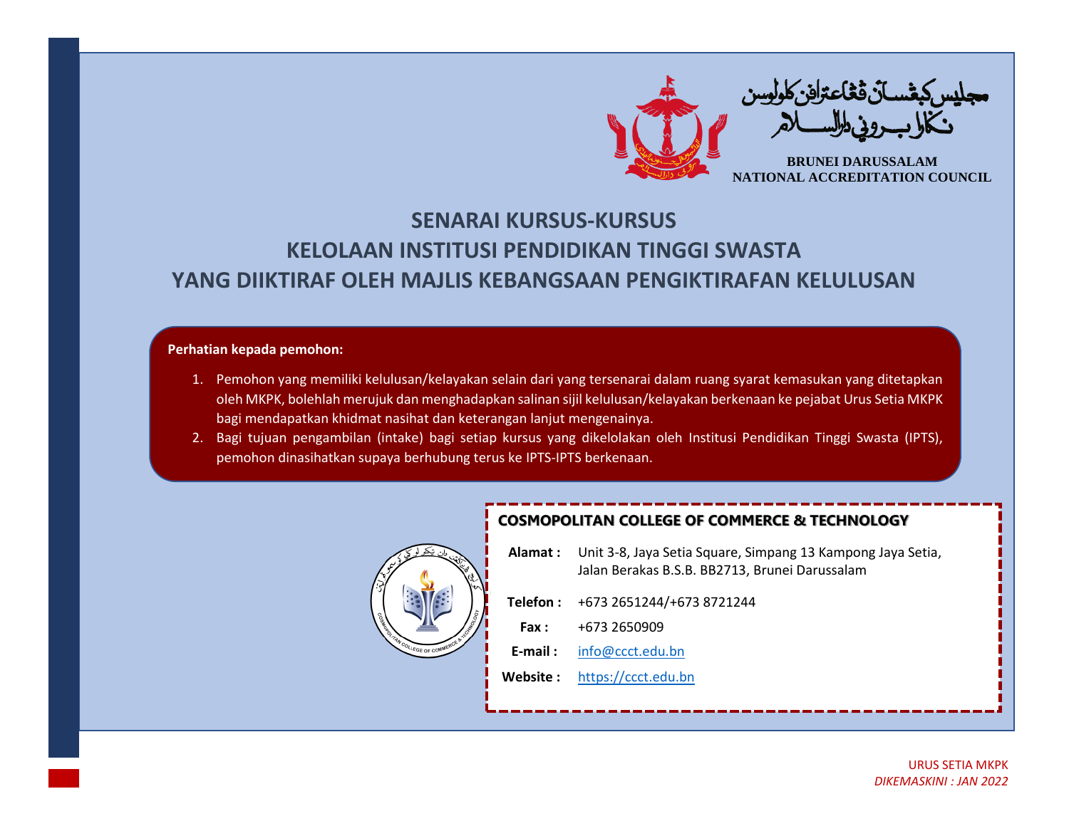مجليس كبڠسأن ڤڠاعترافن كلولوسن
نڬارا بروني دارالسلام

BRUNEI DARUSSALAM
NATIONAL ACCREDITATION COUNCIL

# SENARAI KURSUS-KURSUS
# KELOLAAN INSTITUSI PENDIDIKAN TINGGI SWASTA
# YANG DIIKTIRAF OLEH MAJLIS KEBANGSAAN PENGIKTIRAFAN KELULUSAN

**Perhatian kepada pemohon:**

1. Pemohon yang memiliki kelulusan/kelayakan selain dari yang tersenarai dalam ruang syarat kemasukan yang ditetapkan oleh MKPK, bolehlah merujuk dan menghadapkan salinan sijil kelulusan/kelayakan berkenaan ke pejabat Urus Setia MKPK bagi mendapatkan khidmat nasihat dan keterangan lanjut mengenainya.
2. Bagi tujuan pengambilan (intake) bagi setiap kursus yang dikelolakan oleh Institusi Pendidikan Tinggi Swasta (IPTS), pemohon dinasihatkan supaya berhubung terus ke IPTS-IPTS berkenaan.

## COSMOPOLITAN COLLEGE OF COMMERCE & TECHNOLOGY

**Alamat :** Unit 3-8, Jaya Setia Square, Simpang 13 Kampong Jaya Setia, Jalan Berakas B.S.B. BB2713, Brunei Darussalam

**Telefon :** +673 2651244/+673 8721244

**Fax :** +673 2650909

**E-mail :** info@ccct.edu.bn

**Website :** https://ccct.edu.bn

URUS SETIA MKPK
*DIKEMASKINI : JAN 2022*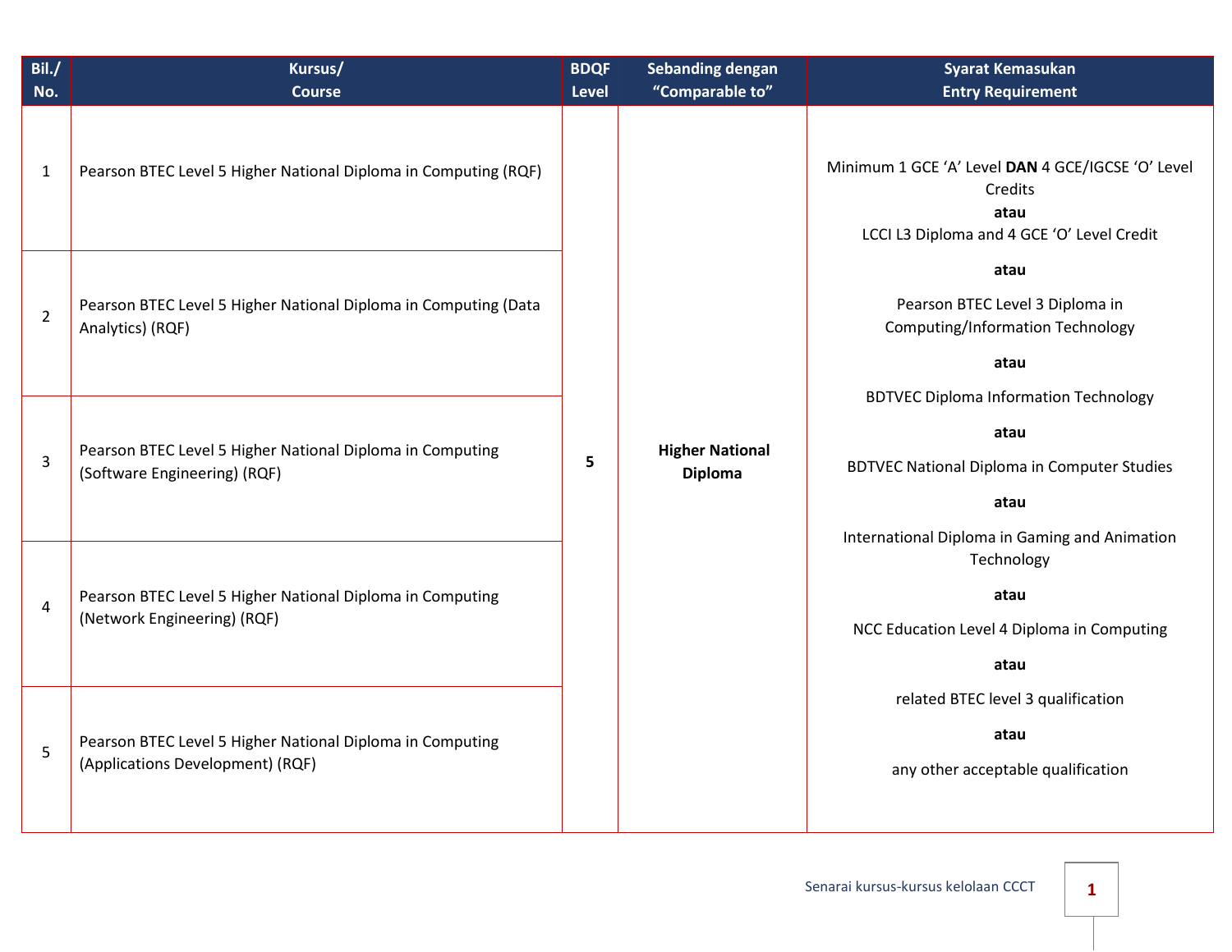| Bil./ No. | Kursus/ Course | BDQF Level | Sebanding dengan "Comparable to" | Syarat Kemasukan Entry Requirement |
|---|---|---|---|---|
| 1 | Pearson BTEC Level 5 Higher National Diploma in Computing (RQF) | 5 | **Higher National Diploma** | Minimum 1 GCE 'A' Level **DAN** 4 GCE/IGCSE 'O' Level Credits **atau** LCCI L3 Diploma and 4 GCE 'O' Level Credit **atau** Pearson BTEC Level 3 Diploma in Computing/Information Technology **atau** BDTVEC Diploma Information Technology **atau** BDTVEC National Diploma in Computer Studies **atau** International Diploma in Gaming and Animation Technology **atau** NCC Education Level 4 Diploma in Computing **atau** related BTEC level 3 qualification **atau** any other acceptable qualification |
| 2 | Pearson BTEC Level 5 Higher National Diploma in Computing (Data Analytics) (RQF) | | | |
| 3 | Pearson BTEC Level 5 Higher National Diploma in Computing (Software Engineering) (RQF) | | | |
| 4 | Pearson BTEC Level 5 Higher National Diploma in Computing (Network Engineering) (RQF) | | | |
| 5 | Pearson BTEC Level 5 Higher National Diploma in Computing (Applications Development) (RQF) | | | |

Senarai kursus-kursus kelolaan CCCT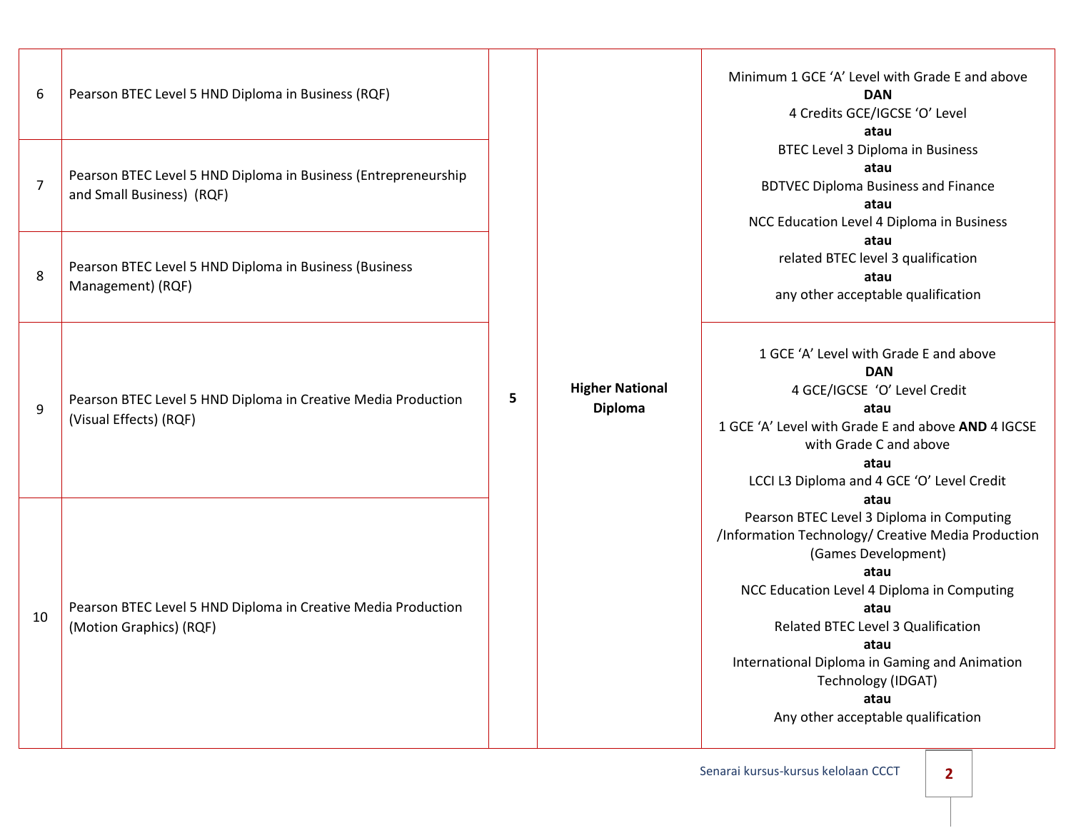| | | | | |
|---|---|---|---|---|
| 6 | Pearson BTEC Level 5 HND Diploma in Business (RQF) | 5 | **Higher National Diploma** | Minimum 1 GCE 'A' Level with Grade E and above **DAN** 4 Credits GCE/IGCSE 'O' Level **atau** BTEC Level 3 Diploma in Business **atau** BDTVEC Diploma Business and Finance **atau** NCC Education Level 4 Diploma in Business **atau** related BTEC level 3 qualification **atau** any other acceptable qualification |
| 7 | Pearson BTEC Level 5 HND Diploma in Business (Entrepreneurship and Small Business) (RQF) | | | |
| 8 | Pearson BTEC Level 5 HND Diploma in Business (Business Management) (RQF) | | | |
| 9 | Pearson BTEC Level 5 HND Diploma in Creative Media Production (Visual Effects) (RQF) | | | 1 GCE 'A' Level with Grade E and above **DAN** 4 GCE/IGCSE 'O' Level Credit **atau** 1 GCE 'A' Level with Grade E and above **AND** 4 IGCSE with Grade C and above **atau** LCCI L3 Diploma and 4 GCE 'O' Level Credit **atau** Pearson BTEC Level 3 Diploma in Computing /Information Technology/ Creative Media Production (Games Development) **atau** NCC Education Level 4 Diploma in Computing **atau** Related BTEC Level 3 Qualification **atau** International Diploma in Gaming and Animation Technology (IDGAT) **atau** Any other acceptable qualification |
| 10 | Pearson BTEC Level 5 HND Diploma in Creative Media Production (Motion Graphics) (RQF) | | | |

Senarai kursus-kursus kelolaan CCCT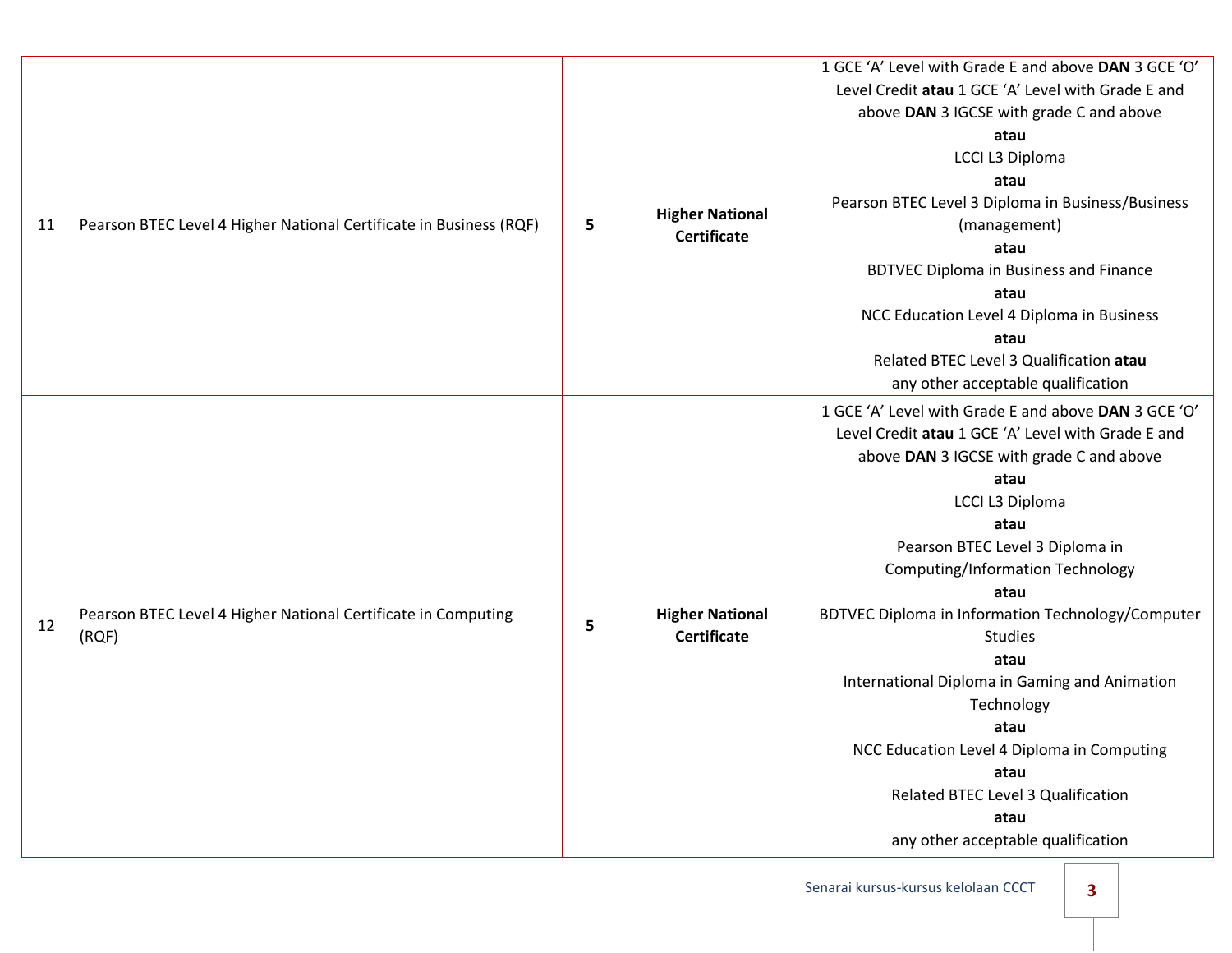| | | | | |
|---|---|---|---|---|
| 11 | Pearson BTEC Level 4 Higher National Certificate in Business (RQF) | **5** | **Higher National Certificate** | 1 GCE 'A' Level with Grade E and above **DAN** 3 GCE 'O' Level Credit **atau** 1 GCE 'A' Level with Grade E and above **DAN** 3 IGCSE with grade C and above<br>**atau**<br>LCCI L3 Diploma<br>**atau**<br>Pearson BTEC Level 3 Diploma in Business/Business (management)<br>**atau**<br>BDTVEC Diploma in Business and Finance<br>**atau**<br>NCC Education Level 4 Diploma in Business<br>**atau**<br>Related BTEC Level 3 Qualification **atau** any other acceptable qualification |
| 12 | Pearson BTEC Level 4 Higher National Certificate in Computing (RQF) | **5** | **Higher National Certificate** | 1 GCE 'A' Level with Grade E and above **DAN** 3 GCE 'O' Level Credit **atau** 1 GCE 'A' Level with Grade E and above **DAN** 3 IGCSE with grade C and above<br>**atau**<br>LCCI L3 Diploma<br>**atau**<br>Pearson BTEC Level 3 Diploma in Computing/Information Technology<br>**atau**<br>BDTVEC Diploma in Information Technology/Computer Studies<br>**atau**<br>International Diploma in Gaming and Animation Technology<br>**atau**<br>NCC Education Level 4 Diploma in Computing<br>**atau**<br>Related BTEC Level 3 Qualification<br>**atau**<br>any other acceptable qualification |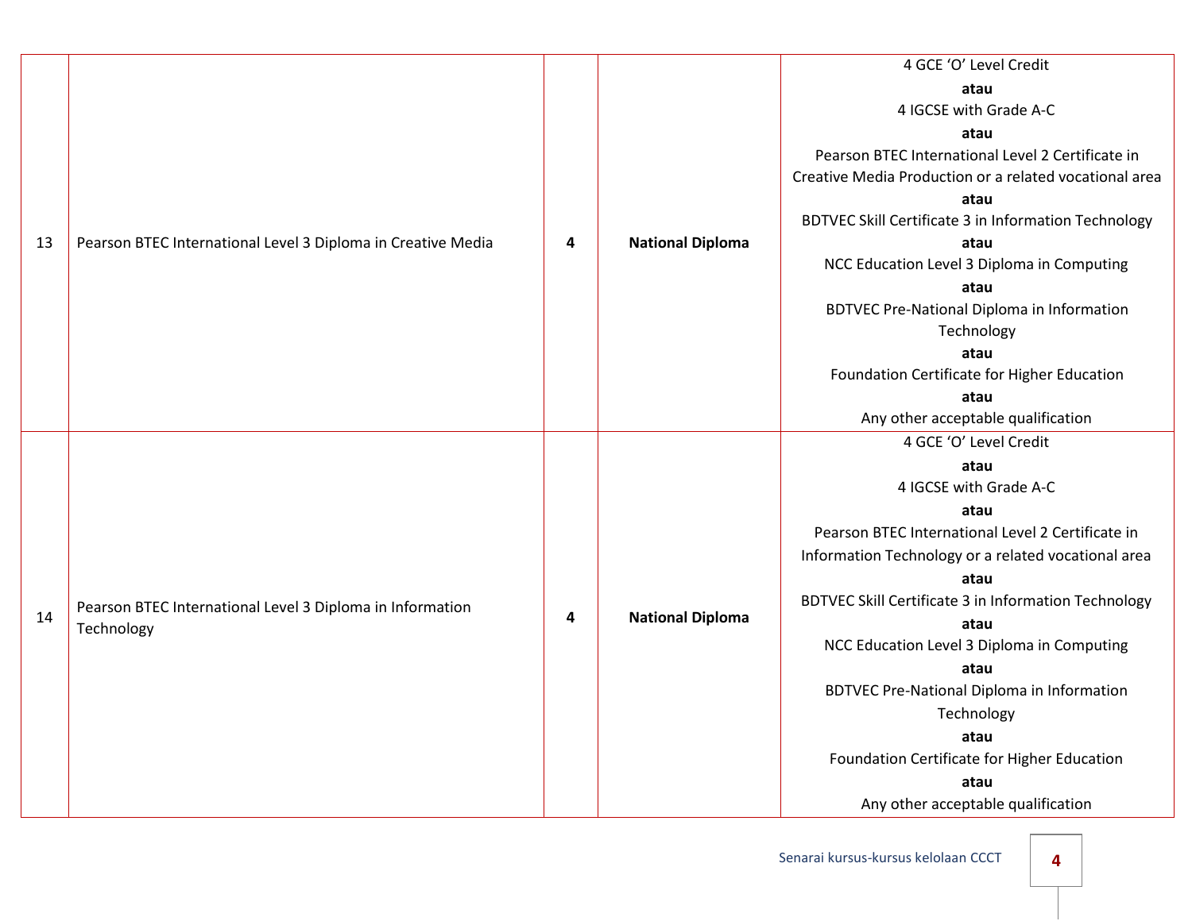| | | | | |
|---|---|---|---|---|
| 13 | Pearson BTEC International Level 3 Diploma in Creative Media | **4** | **National Diploma** | 4 GCE 'O' Level Credit<br>**atau**<br>4 IGCSE with Grade A-C<br>**atau**<br>Pearson BTEC International Level 2 Certificate in Creative Media Production or a related vocational area<br>**atau**<br>BDTVEC Skill Certificate 3 in Information Technology<br>**atau**<br>NCC Education Level 3 Diploma in Computing<br>**atau**<br>BDTVEC Pre-National Diploma in Information Technology<br>**atau**<br>Foundation Certificate for Higher Education<br>**atau**<br>Any other acceptable qualification |
| 14 | Pearson BTEC International Level 3 Diploma in Information Technology | **4** | **National Diploma** | 4 GCE 'O' Level Credit<br>**atau**<br>4 IGCSE with Grade A-C<br>**atau**<br>Pearson BTEC International Level 2 Certificate in Information Technology or a related vocational area<br>**atau**<br>BDTVEC Skill Certificate 3 in Information Technology<br>**atau**<br>NCC Education Level 3 Diploma in Computing<br>**atau**<br>BDTVEC Pre-National Diploma in Information Technology<br>**atau**<br>Foundation Certificate for Higher Education<br>**atau**<br>Any other acceptable qualification |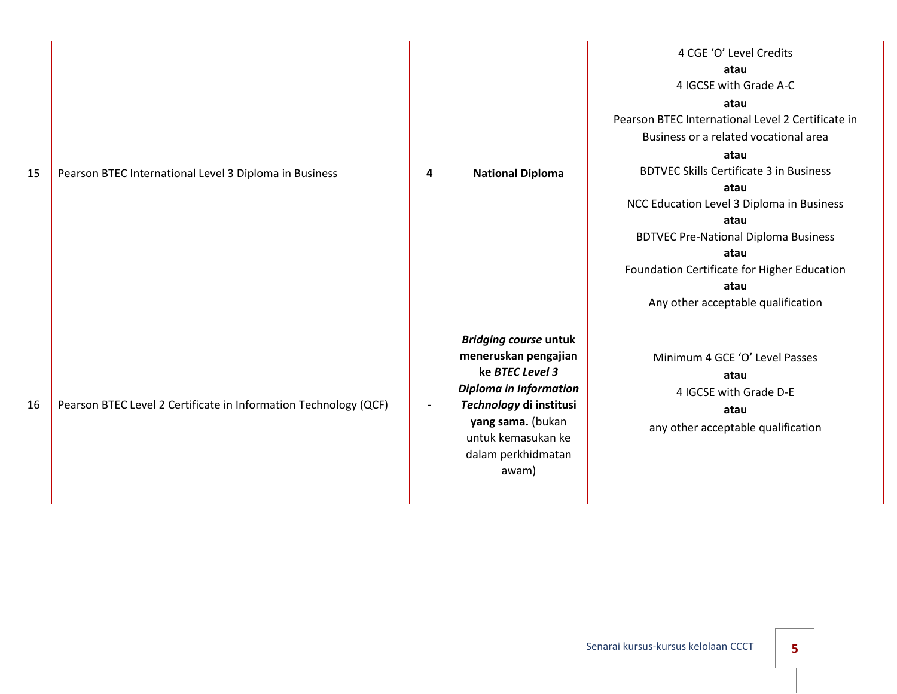| | | | | |
|---|---|---|---|---|
| 15 | Pearson BTEC International Level 3 Diploma in Business | **4** | **National Diploma** | 4 CGE 'O' Level Credits<br>**atau**<br>4 IGCSE with Grade A-C<br>**atau**<br>Pearson BTEC International Level 2 Certificate in Business or a related vocational area<br>**atau**<br>BDTVEC Skills Certificate 3 in Business<br>**atau**<br>NCC Education Level 3 Diploma in Business<br>**atau**<br>BDTVEC Pre-National Diploma Business<br>**atau**<br>Foundation Certificate for Higher Education<br>**atau**<br>Any other acceptable qualification |
| 16 | Pearson BTEC Level 2 Certificate in Information Technology (QCF) | **-** | ***Bridging course* untuk meneruskan pengajian ke *BTEC Level 3 Diploma in Information Technology* di institusi yang sama.** (bukan untuk kemasukan ke dalam perkhidmatan awam) | Minimum 4 GCE 'O' Level Passes<br>**atau**<br>4 IGCSE with Grade D-E<br>**atau**<br>any other acceptable qualification |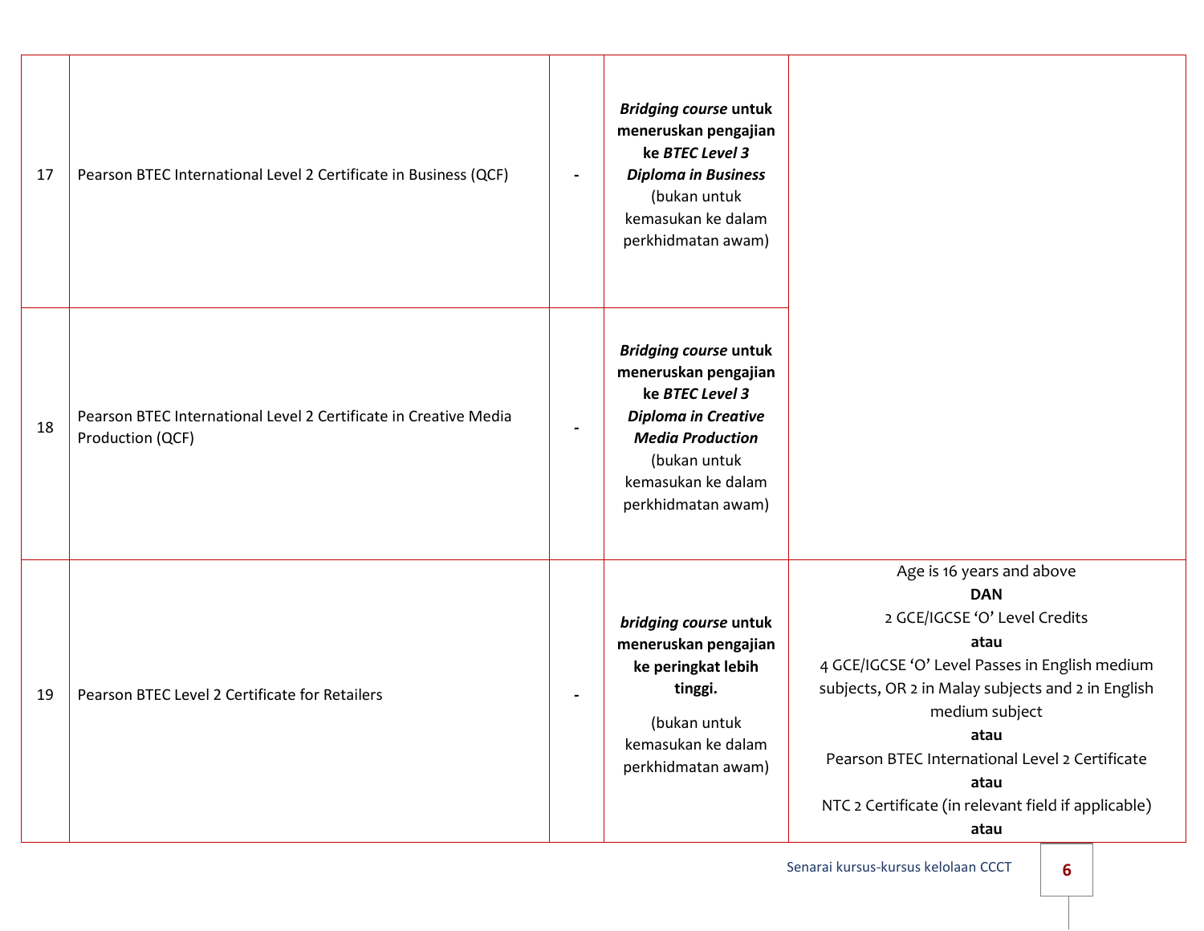| | | | | |
|---|---|---|---|---|
| 17 | Pearson BTEC International Level 2 Certificate in Business (QCF) | - | ***Bridging course* untuk meneruskan pengajian ke *BTEC Level 3 Diploma in Business*** (bukan untuk kemasukan ke dalam perkhidmatan awam) | |
| 18 | Pearson BTEC International Level 2 Certificate in Creative Media Production (QCF) | - | ***Bridging course* untuk meneruskan pengajian ke *BTEC Level 3 Diploma in Creative Media Production*** (bukan untuk kemasukan ke dalam perkhidmatan awam) | |
| 19 | Pearson BTEC Level 2 Certificate for Retailers | - | ***bridging course* untuk meneruskan pengajian ke peringkat lebih tinggi.** (bukan untuk kemasukan ke dalam perkhidmatan awam) | Age is 16 years and above **DAN** 2 GCE/IGCSE 'O' Level Credits **atau** 4 GCE/IGCSE 'O' Level Passes in English medium subjects, OR 2 in Malay subjects and 2 in English medium subject **atau** Pearson BTEC International Level 2 Certificate **atau** NTC 2 Certificate (in relevant field if applicable) **atau** |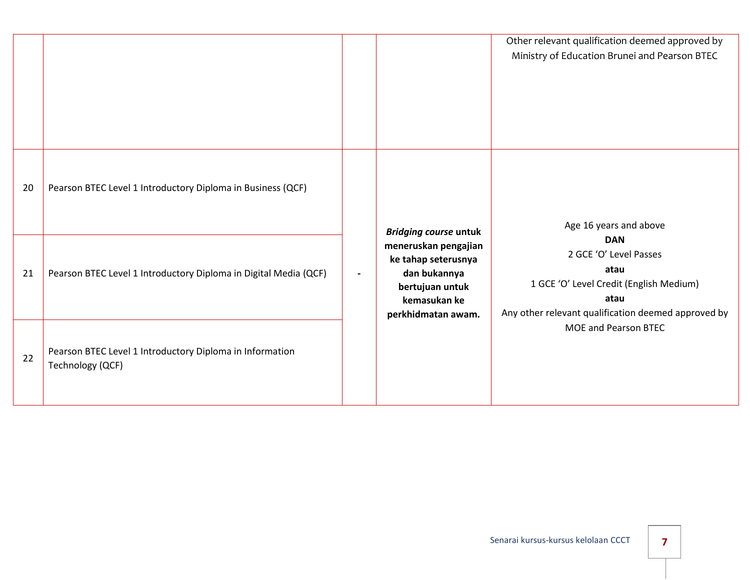| | | | | |
|---|---|---|---|---|
| | | | | Other relevant qualification deemed approved by Ministry of Education Brunei and Pearson BTEC |
| 20 | Pearson BTEC Level 1 Introductory Diploma in Business (QCF) | - | ***Bridging course* untuk meneruskan pengajian ke tahap seterusnya dan bukannya bertujuan untuk kemasukan ke perkhidmatan awam.** | Age 16 years and above<br>**DAN**<br>2 GCE 'O' Level Passes<br>**atau**<br>1 GCE 'O' Level Credit (English Medium)<br>**atau**<br>Any other relevant qualification deemed approved by MOE and Pearson BTEC |
| 21 | Pearson BTEC Level 1 Introductory Diploma in Digital Media (QCF) | | | |
| 22 | Pearson BTEC Level 1 Introductory Diploma in Information Technology (QCF) | | | |